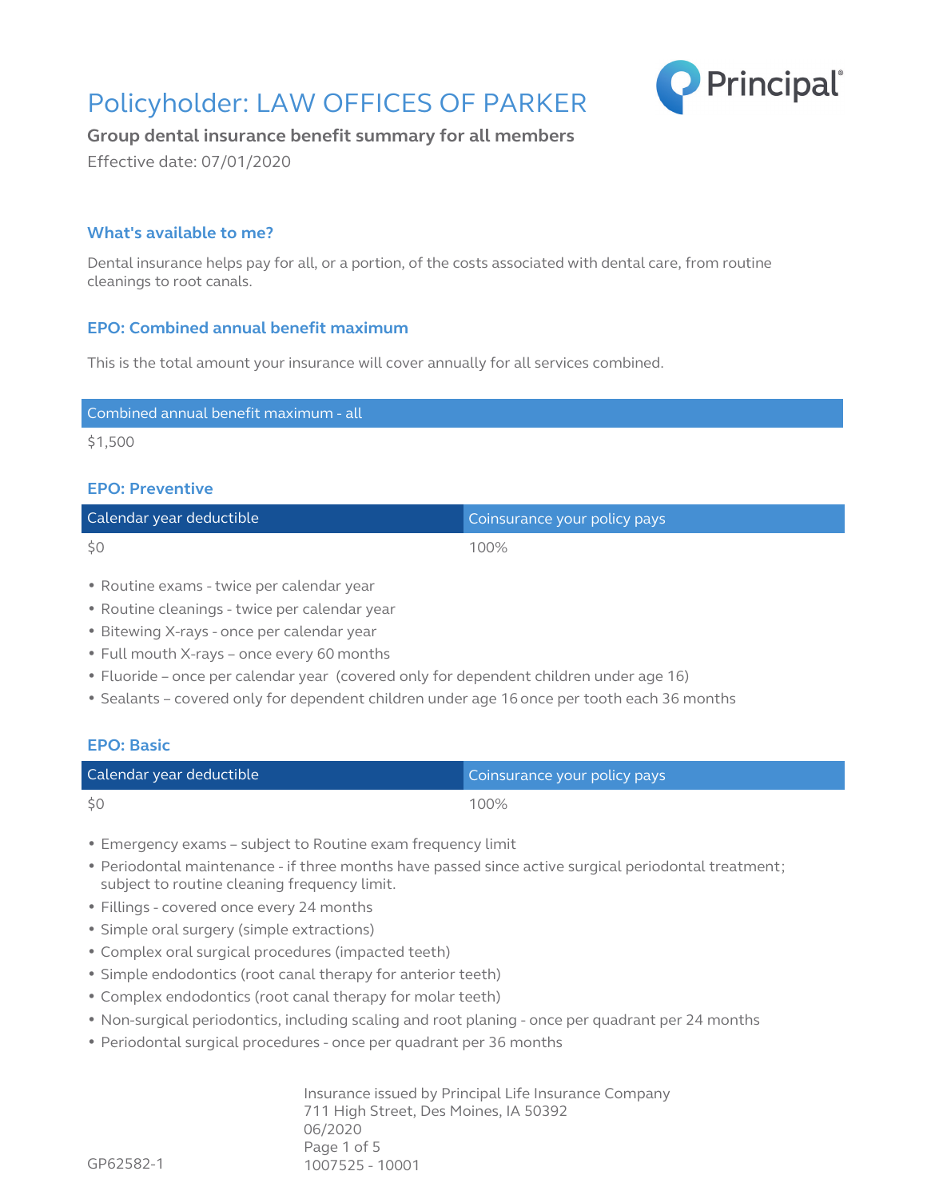# Policyholder: LAW OFFICES OF PARKER

**Group dental insurance benefit summary for all members**

Effective date: 07/01/2020

## What's available to me?

Dental insurance helps pay for all, or a portion, of the costs associated with dental care, from routine cleanings to root canals.

## EPO: Combined annual benefit maximum

This is the total amount your insurance will cover annually for all services combined.

| Combined annual benefit maximum - all |
| --- |
| $1,500 |

## EPO: Preventive

| Calendar year deductible | Coinsurance your policy pays |
| --- | --- |
| $0 | 100% |

- Routine exams - twice per calendar year
- Routine cleanings - twice per calendar year
- Bitewing X-rays - once per calendar year
- Full mouth X-rays – once every 60 months
- Fluoride – once per calendar year (covered only for dependent children under age 16)
- Sealants – covered only for dependent children under age 16 once per tooth each 36 months

## EPO: Basic

| Calendar year deductible | Coinsurance your policy pays |
| --- | --- |
| $0 | 100% |

- Emergency exams – subject to Routine exam frequency limit
- Periodontal maintenance - if three months have passed since active surgical periodontal treatment; subject to routine cleaning frequency limit.
- Fillings - covered once every 24 months
- Simple oral surgery (simple extractions)
- Complex oral surgical procedures (impacted teeth)
- Simple endodontics (root canal therapy for anterior teeth)
- Complex endodontics (root canal therapy for molar teeth)
- Non-surgical periodontics, including scaling and root planing - once per quadrant per 24 months
- Periodontal surgical procedures - once per quadrant per 36 months

Insurance issued by Principal Life Insurance Company
711 High Street, Des Moines, IA 50392
06/2020

GP62582-1

1007525 - 10001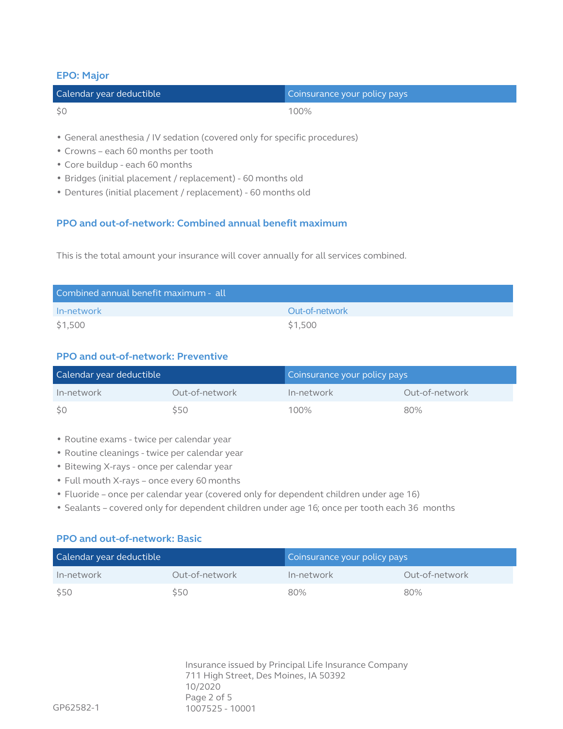### EPO: Major

| Calendar year deductible | Coinsurance your policy pays |
| --- | --- |
| $0 | 100% |

- General anesthesia / IV sedation (covered only for specific procedures)
- Crowns – each 60 months per tooth
- Core buildup - each 60 months
- Bridges (initial placement / replacement) - 60 months old
- Dentures (initial placement / replacement) - 60 months old

### PPO and out-of-network: Combined annual benefit maximum

This is the total amount your insurance will cover annually for all services combined.

| Combined annual benefit maximum - all | |
| --- | --- |
| In-network | Out-of-network |
| $1,500 | $1,500 |

### PPO and out-of-network: Preventive

| Calendar year deductible | | Coinsurance your policy pays | |
| --- | --- | --- | --- |
| In-network | Out-of-network | In-network | Out-of-network |
| $0 | $50 | 100% | 80% |

- Routine exams - twice per calendar year
- Routine cleanings - twice per calendar year
- Bitewing X-rays - once per calendar year
- Full mouth X-rays – once every 60 months
- Fluoride – once per calendar year (covered only for dependent children under age 16)
- Sealants – covered only for dependent children under age 16; once per tooth each 36 months

### PPO and out-of-network: Basic

| Calendar year deductible | | Coinsurance your policy pays | |
| --- | --- | --- | --- |
| In-network | Out-of-network | In-network | Out-of-network |
| $50 | $50 | 80% | 80% |

Insurance issued by Principal Life Insurance Company
711 High Street, Des Moines, IA 50392
10/2020

GP62582-1

1007525 - 10001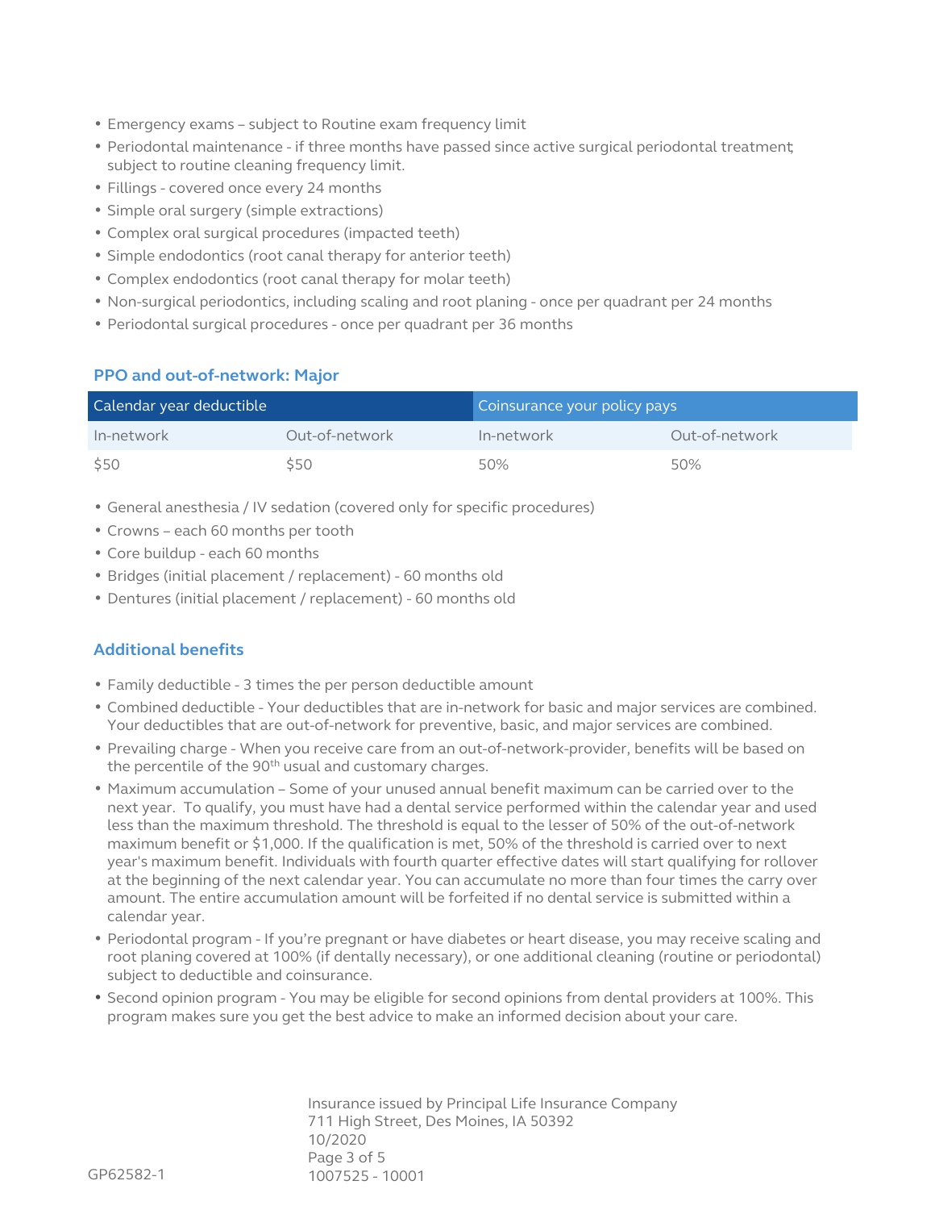- Emergency exams – subject to Routine exam frequency limit
- Periodontal maintenance - if three months have passed since active surgical periodontal treatment; subject to routine cleaning frequency limit.
- Fillings - covered once every 24 months
- Simple oral surgery (simple extractions)
- Complex oral surgical procedures (impacted teeth)
- Simple endodontics (root canal therapy for anterior teeth)
- Complex endodontics (root canal therapy for molar teeth)
- Non-surgical periodontics, including scaling and root planing - once per quadrant per 24 months
- Periodontal surgical procedures - once per quadrant per 36 months

### PPO and out-of-network: Major

| Calendar year deductible | | Coinsurance your policy pays | |
|---|---|---|---|
| In-network | Out-of-network | In-network | Out-of-network |
| $50 | $50 | 50% | 50% |

- General anesthesia / IV sedation (covered only for specific procedures)
- Crowns – each 60 months per tooth
- Core buildup - each 60 months
- Bridges (initial placement / replacement) - 60 months old
- Dentures (initial placement / replacement) - 60 months old

### Additional benefits

- Family deductible - 3 times the per person deductible amount
- Combined deductible - Your deductibles that are in-network for basic and major services are combined. Your deductibles that are out-of-network for preventive, basic, and major services are combined.
- Prevailing charge - When you receive care from an out-of-network-provider, benefits will be based on the percentile of the 90th usual and customary charges.
- Maximum accumulation – Some of your unused annual benefit maximum can be carried over to the next year. To qualify, you must have had a dental service performed within the calendar year and used less than the maximum threshold. The threshold is equal to the lesser of 50% of the out-of-network maximum benefit or $1,000. If the qualification is met, 50% of the threshold is carried over to next year's maximum benefit. Individuals with fourth quarter effective dates will start qualifying for rollover at the beginning of the next calendar year. You can accumulate no more than four times the carry over amount. The entire accumulation amount will be forfeited if no dental service is submitted within a calendar year.
- Periodontal program - If you're pregnant or have diabetes or heart disease, you may receive scaling and root planing covered at 100% (if dentally necessary), or one additional cleaning (routine or periodontal) subject to deductible and coinsurance.
- Second opinion program - You may be eligible for second opinions from dental providers at 100%. This program makes sure you get the best advice to make an informed decision about your care.

Insurance issued by Principal Life Insurance Company
711 High Street, Des Moines, IA 50392
10/2020

GP62582-1

1007525 - 10001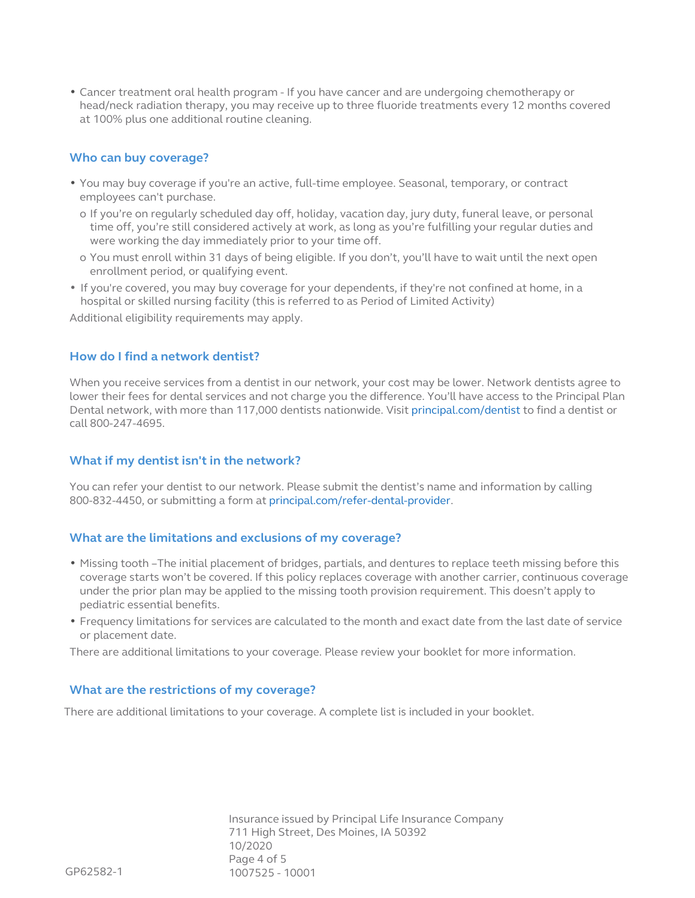- Cancer treatment oral health program - If you have cancer and are undergoing chemotherapy or head/neck radiation therapy, you may receive up to three fluoride treatments every 12 months covered at 100% plus one additional routine cleaning.

## Who can buy coverage?

- You may buy coverage if you're an active, full-time employee. Seasonal, temporary, or contract employees can't purchase.
  - If you're on regularly scheduled day off, holiday, vacation day, jury duty, funeral leave, or personal time off, you're still considered actively at work, as long as you're fulfilling your regular duties and were working the day immediately prior to your time off.
  - You must enroll within 31 days of being eligible. If you don't, you'll have to wait until the next open enrollment period, or qualifying event.
- If you're covered, you may buy coverage for your dependents, if they're not confined at home, in a hospital or skilled nursing facility (this is referred to as Period of Limited Activity)

Additional eligibility requirements may apply.

## How do I find a network dentist?

When you receive services from a dentist in our network, your cost may be lower. Network dentists agree to lower their fees for dental services and not charge you the difference. You'll have access to the Principal Plan Dental network, with more than 117,000 dentists nationwide. Visit principal.com/dentist to find a dentist or call 800-247-4695.

## What if my dentist isn't in the network?

You can refer your dentist to our network. Please submit the dentist's name and information by calling 800-832-4450, or submitting a form at principal.com/refer-dental-provider.

## What are the limitations and exclusions of my coverage?

- Missing tooth –The initial placement of bridges, partials, and dentures to replace teeth missing before this coverage starts won't be covered. If this policy replaces coverage with another carrier, continuous coverage under the prior plan may be applied to the missing tooth provision requirement. This doesn't apply to pediatric essential benefits.
- Frequency limitations for services are calculated to the month and exact date from the last date of service or placement date.

There are additional limitations to your coverage. Please review your booklet for more information.

## What are the restrictions of my coverage?

There are additional limitations to your coverage. A complete list is included in your booklet.

Insurance issued by Principal Life Insurance Company
711 High Street, Des Moines, IA 50392
10/2020

GP62582-1

1007525 - 10001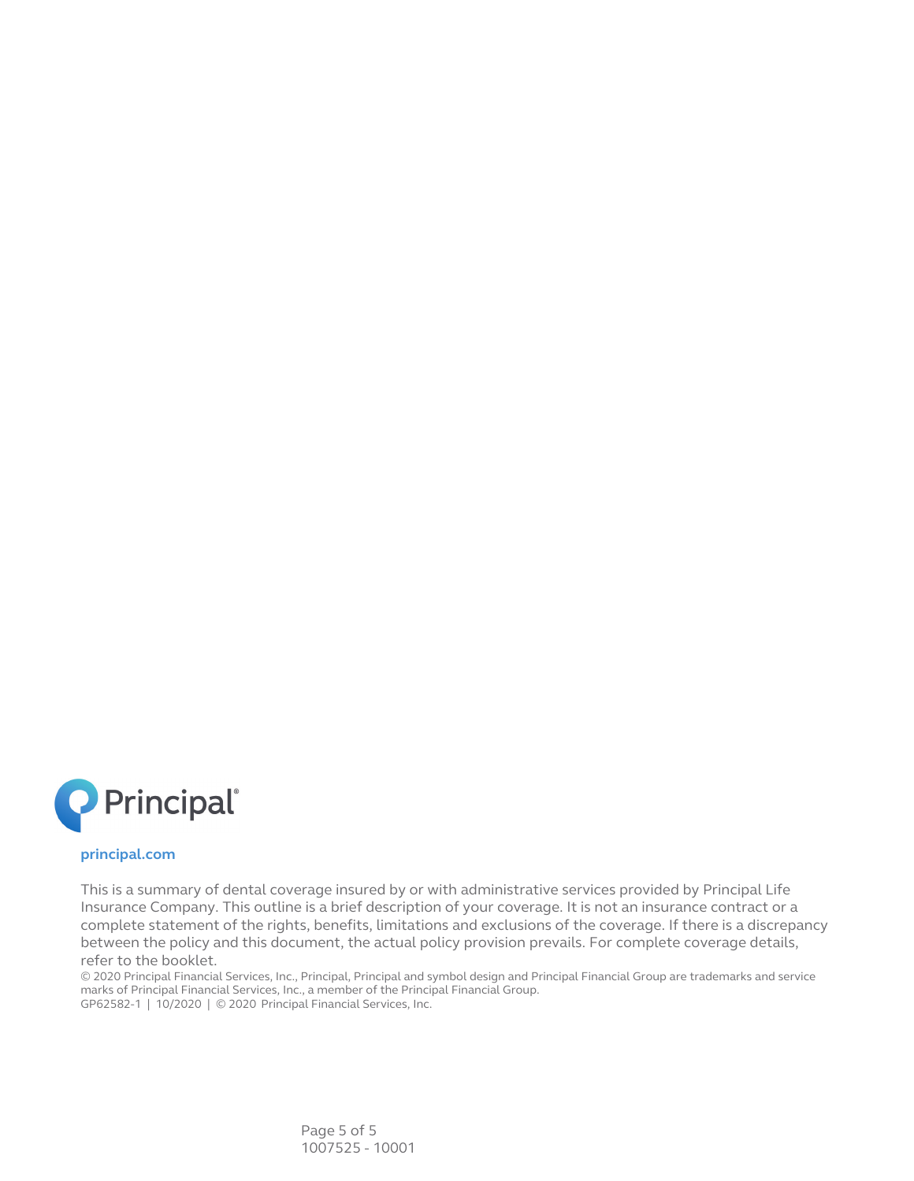Principal®

**principal.com**

This is a summary of dental coverage insured by or with administrative services provided by Principal Life Insurance Company. This outline is a brief description of your coverage. It is not an insurance contract or a complete statement of the rights, benefits, limitations and exclusions of the coverage. If there is a discrepancy between the policy and this document, the actual policy provision prevails. For complete coverage details, refer to the booklet.

© 2020 Principal Financial Services, Inc., Principal, Principal and symbol design and Principal Financial Group are trademarks and service marks of Principal Financial Services, Inc., a member of the Principal Financial Group.

GP62582-1 | 10/2020 | © 2020 Principal Financial Services, Inc.

1007525 - 10001